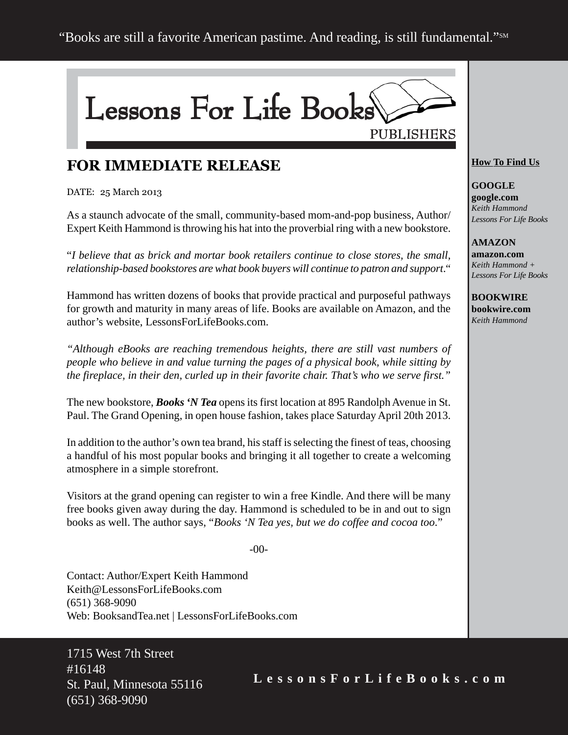"Books are still a favorite American pastime. And reading, is still fundamental."SM

# Lessons For Life Books

PUBLISHERS

## FOR IMMEDIATE RELEASE

DATE: 25 March 2013

As a staunch advocate of the small, community-based mom-and-pop business, Author/Expert Keith Hammond is throwing his hat into the proverbial ring with a new bookstore.

"*I believe that as brick and mortar book retailers continue to close stores, the small, relationship-based bookstores are what book buyers will continue to patron and support*."

Hammond has written dozens of books that provide practical and purposeful pathways for growth and maturity in many areas of life. Books are available on Amazon, and the author's website, LessonsForLifeBooks.com.

*"Although eBooks are reaching tremendous heights, there are still vast numbers of people who believe in and value turning the pages of a physical book, while sitting by the fireplace, in their den, curled up in their favorite chair. That's who we serve first."*

The new bookstore, ***Books 'N Tea*** opens its first location at 895 Randolph Avenue in St. Paul. The Grand Opening, in open house fashion, takes place Saturday April 20th 2013.

In addition to the author's own tea brand, his staff is selecting the finest of teas, choosing a handful of his most popular books and bringing it all together to create a welcoming atmosphere in a simple storefront.

Visitors at the grand opening can register to win a free Kindle. And there will be many free books given away during the day. Hammond is scheduled to be in and out to sign books as well. The author says, "*Books 'N Tea yes, but we do coffee and cocoa too*."

-00-

Contact: Author/Expert Keith Hammond
Keith@LessonsForLifeBooks.com
(651) 368-9090
Web: BooksandTea.net | LessonsForLifeBooks.com

**How To Find Us**

**GOOGLE**
**google.com**
*Keith Hammond*
*Lessons For Life Books*

**AMAZON**
**amazon.com**
*Keith Hammond +*
*Lessons For Life Books*

**BOOKWIRE**
**bookwire.com**
*Keith Hammond*

1715 West 7th Street
#16148
St. Paul, Minnesota 55116
(651) 368-9090

**LessonsForLifeBooks.com**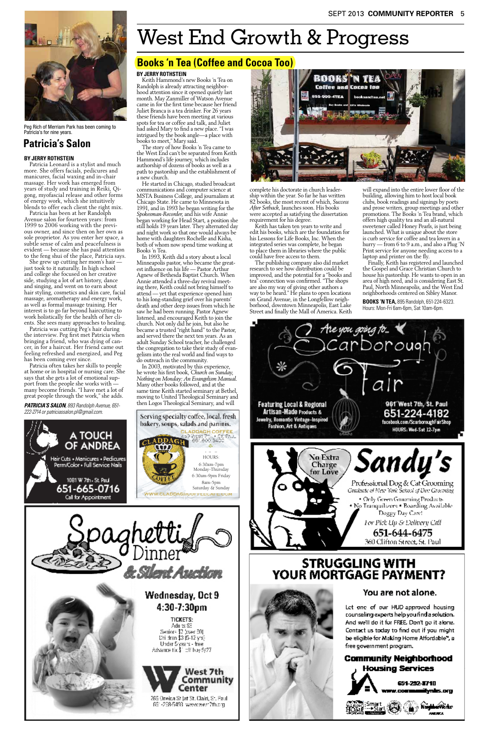# West End Growth & Progress

Peg Rich of Merriam Park has been coming to Patricia's for nine years.

## Patricia's Salon

**BY JERRY ROTHSTEIN**

Patricia Leonard is a stylist and much more. She offers facials, pedicures and manicures, facial waxing and in-chair massage. Her work has emerged from years of study and training in Reiki, Qi-gong, myofascial release and other forms of energy work, which she intuitively blends to offer each client the right mix.

Patricia has been at her Randolph Avenue salon for fourteen years: from 1999 to 2006 working with the previous owner, and since then on her own as sole proprietor. As you enter her space, a subtle sense of calm and peacefulness is evident — because she has paid attention to the feng shui of the place, Patricia says.

She grew up cutting her mom's hair — just took to it naturally. In high school and college she focused on her creative side, studying a lot of art history, dance and singing, and went on to earn about hair styling, cosmetics and skin care, facial massage, aromatherapy and energy work, as well as formal massage training. Her interest is to go far beyond haircutting to work holistically for the health of her clients. She sees many approaches to healing.

Patricia was cutting Peg's hair during the interview. Peg first met Patricia when bringing a friend, who was dying of cancer, in for a haircut. Her friend came out feeling refreshed and energized, and Peg has been coming ever since.

Patricia often takes her skills to people at home or in hospital or nursing care. She says that she gets a lot of emotional support from the people she works with — many become friends. "I have met a lot of great people through the work," she adds.

***PATRICIA'S SALON**, 893 Randolph Avenue, 651-222-2714 or patriciassalon.pl@gmail.com.*

## Books 'n Tea (Coffee and Cocoa Too)

**BY JERRY ROTHSTEIN**

Keith Hammond's new Books 'n Tea on Randolph is already attracting neighborhood attention since it opened quietly last month. May Zanmiller of Watson Avenue came in for the first time because her friend Juliet Branca is a tea drinker. For 26 years these friends have been meeting at various spots for tea or coffee and talk, and Juliet had asked Mary to find a new place. "I was intrigued by the book angle—a place with books to meet," Mary said.

The story of how Books 'n Tea came to the West End can't be separated from Keith Hammond's life journey, which includes authorship of dozens of books as well as a path to pastorship and the establishment of a new church.

He started in Chicago, studied broadcast communications and computer science at MSTA Business College, and journalism at Chicago State. He came to Minnesota in 1991, and in 1993 he began writing for the *Spokesman-Recorder,* and his wife Annie began working for Head Start, a position she still holds 19 years later. They alternated day and night work so that one would always be home with daughters Rochelle and Kisha, both of whom now spend time working at Books 'n Tea.

In 1993, Keith did a story about a local Minneapolis pastor, who became the greatest influence on his life — Pastor Arthur Agnew of Bethesda Baptist Church. When Annie attended a three-day revival meeting there, Keith could not bring himself to attend — yet that experience opened him to his long-standing grief over his parents' death and other deep issues from which he saw he had been running. Pastor Agnew listened, and encouraged Keith to join the church. Not only did he join, but also he became a trusted "right hand" to the Pastor, and served there the next ten years. As an adult Sunday School teacher, he challenged the congregation to take their study of evangelism into the real world and find ways to do outreach in the community.

In 2003, motivated by this experience, he wrote his first book, *Church on Sunday, Nothing on Monday: An Evangelism Manual.* Many other books followed, and at the same time Keith started seminary at Bethel, moving to United Theological Seminary and then Logos Theological Seminary, and will complete his doctorate in church leadership within the year. So far he has written 82 books, the most recent of which, *Success After Setback,* launches soon. His books were accepted as satisfying the dissertation requirement for his degree.

Keith has taken ten years to write and edit his books, which are the foundation for his Lessons for Life Books, Inc. When the integrated series was complete, he began to place them in libraries where the public could have free access to them.

The publishing company also did market research to see how distribution could be improved, and the potential for a "books and tea" connection was confirmed. "The shops are also my way of giving other authors a way to be heard." He plans to open locations on Grand Avenue, in the Longfellow neighborhood, downtown Minneapolis, East Lake Street and finally the Mall of America. Keith will expand into the entire lower floor of the building, allowing him to host local book clubs, book readings and signings by poets and prose writers, group meetings and other promotions. The Books 'n Tea brand, which offers high quality tea and an all-natural sweetener called Honey Pearls, is just being launched. What is unique about the store is curb service for coffee and tea lovers in a hurry — from 6 to 9 a.m., and also a Plug 'N Print service for anyone needing access to a laptop and printer on the fly.

Finally, Keith has registered and launched the Gospel and Grace Christian Church to house his pastorship. He wants to open in an area of high need, and is considering East St. Paul, North Minneapolis, and the West End neighborhoods centered on Sibley Manor.

**BOOKS 'N TEA,** 895 Randolph, 651-224-6323. Hours: Mon-Fri 6am-6pm, Sat 10am-6pm.

BOOKS 'N TEA
Coffee and Cocoa too
855-999-4TEA
booksandtea.net

---

**A TOUCH OF ANDREA**

Hair Cuts • Manicures • Pedicures
Perm/Color • Full Service Nails

1081 W 7th - St. Paul
651-665-0716
Call for Appointment

---

Serving specialty coffee, local, fresh bakery, soups, salads and paninis.

CLADDAGH COFFEE
459 West 7th • St. Paul
651.600.3400

HOURS:
6:30am-7pm Monday-Thursday
6:30am-9pm Friday
8am-5pm Saturday & Sunday

WWW.CLADDAGHCOFFEE.COM

---

**Are you going to... Scarborough Fair**

Featuring Local & Regional Artisan-Made Products & Jewelry, Romantic Vintage-Inspired Fashion, Art & Antiques

961 West 7th, St. Paul
651-224-4182
facebook.com/ScarboroughFairShop
HOURS: Wed-Sat 12-7pm

---

**Sandy's**

No Extra Charge for Love

Professional Dog & Cat Grooming
Graduate of New York School of Dog Grooming

• Only Green Grooming Products
• No Tranquilizers • Boarding Available
Doggy Day Care!

For Pick Up & Delivery Call
651-644-6475
360 Clifton Street, St. Paul

---

**Spaghetti Dinner & Silent Auction**

Wednesday, Oct 9
4:30-7:30pm

TICKETS:
Adults $8
Seniors $7 (over 60)
Children $3 (5-12 yrs)
Under 5 years - free
Advance tix $1 off buy 9/27

West 7th Community Center
265 Oneida St (at St. Clair), St. Paul
651-298-5493 www.west7th.org

---

**STRUGGLING WITH YOUR MORTGAGE PAYMENT?**

You are not alone.

Let one of our HUD approved housing counseling experts help you find a solution. And we'll do it for FREE. Don't go it alone. Contact us today to find out if you might be eligible for Making Home Affordable℠, a free government program.

Community Neighborhood Housing Services
651-292-8710
www.communitynhs.org